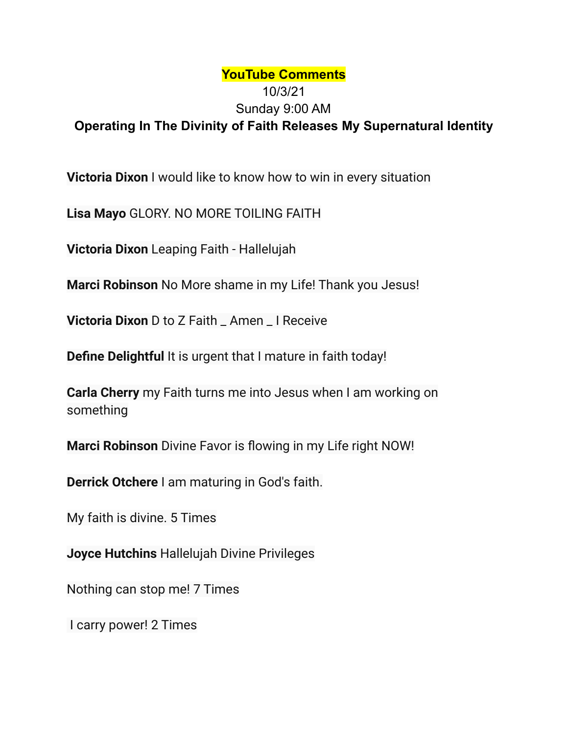**YouTube Comments**

10/3/21

Sunday 9:00 AM

**Operating In The Divinity of Faith Releases My Supernatural Identity**

**Victoria Dixon** I would like to know how to win in every situation

**Lisa Mayo** GLORY. NO MORE TOILING FAITH

**Victoria Dixon** Leaping Faith - Hallelujah

**Marci Robinson** No More shame in my Life! Thank you Jesus!

**Victoria Dixon** D to Z Faith _ Amen _ I Receive

**Define Delightful** It is urgent that I mature in faith today!

**Carla Cherry** my Faith turns me into Jesus when I am working on something

**Marci Robinson** Divine Favor is flowing in my Life right NOW!

**Derrick Otchere** I am maturing in God's faith.

My faith is divine. 5 Times

**Joyce Hutchins** Hallelujah Divine Privileges

Nothing can stop me! 7 Times

I carry power! 2 Times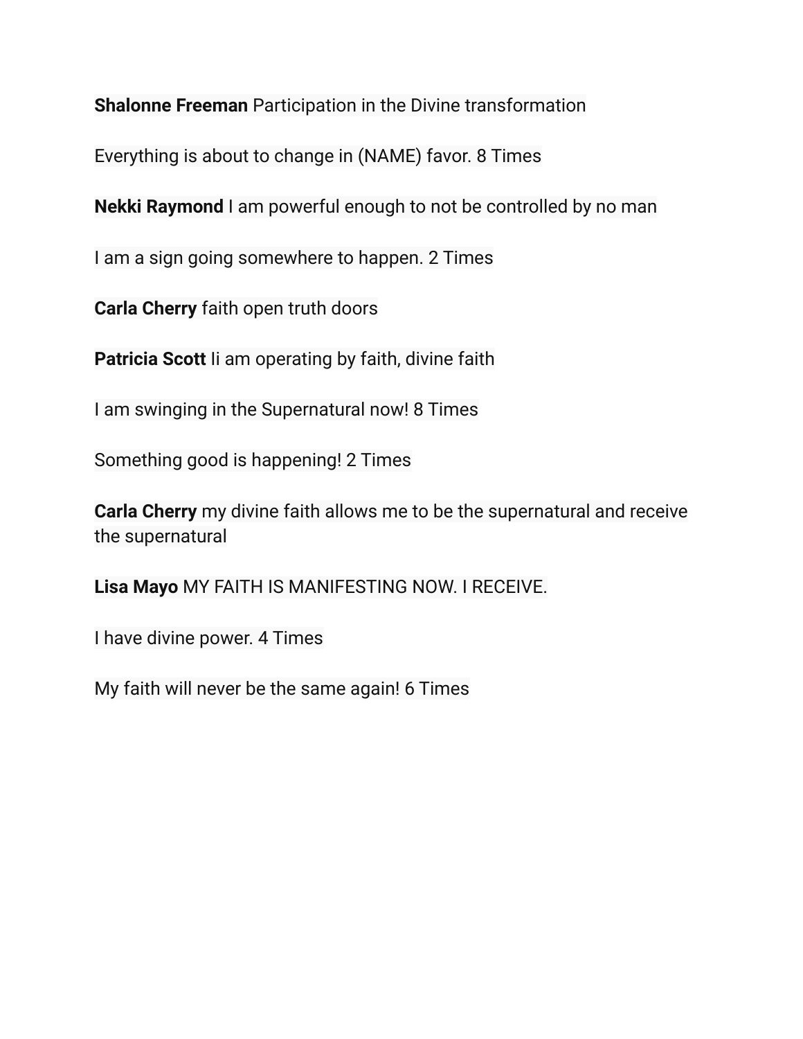**Shalonne Freeman** Participation in the Divine transformation

Everything is about to change in (NAME) favor. 8 Times

**Nekki Raymond** I am powerful enough to not be controlled by no man

I am a sign going somewhere to happen. 2 Times

**Carla Cherry** faith open truth doors

**Patricia Scott** Ii am operating by faith, divine faith

I am swinging in the Supernatural now! 8 Times

Something good is happening! 2 Times

**Carla Cherry** my divine faith allows me to be the supernatural and receive the supernatural

**Lisa Mayo** MY FAITH IS MANIFESTING NOW. I RECEIVE.

I have divine power. 4 Times

My faith will never be the same again! 6 Times